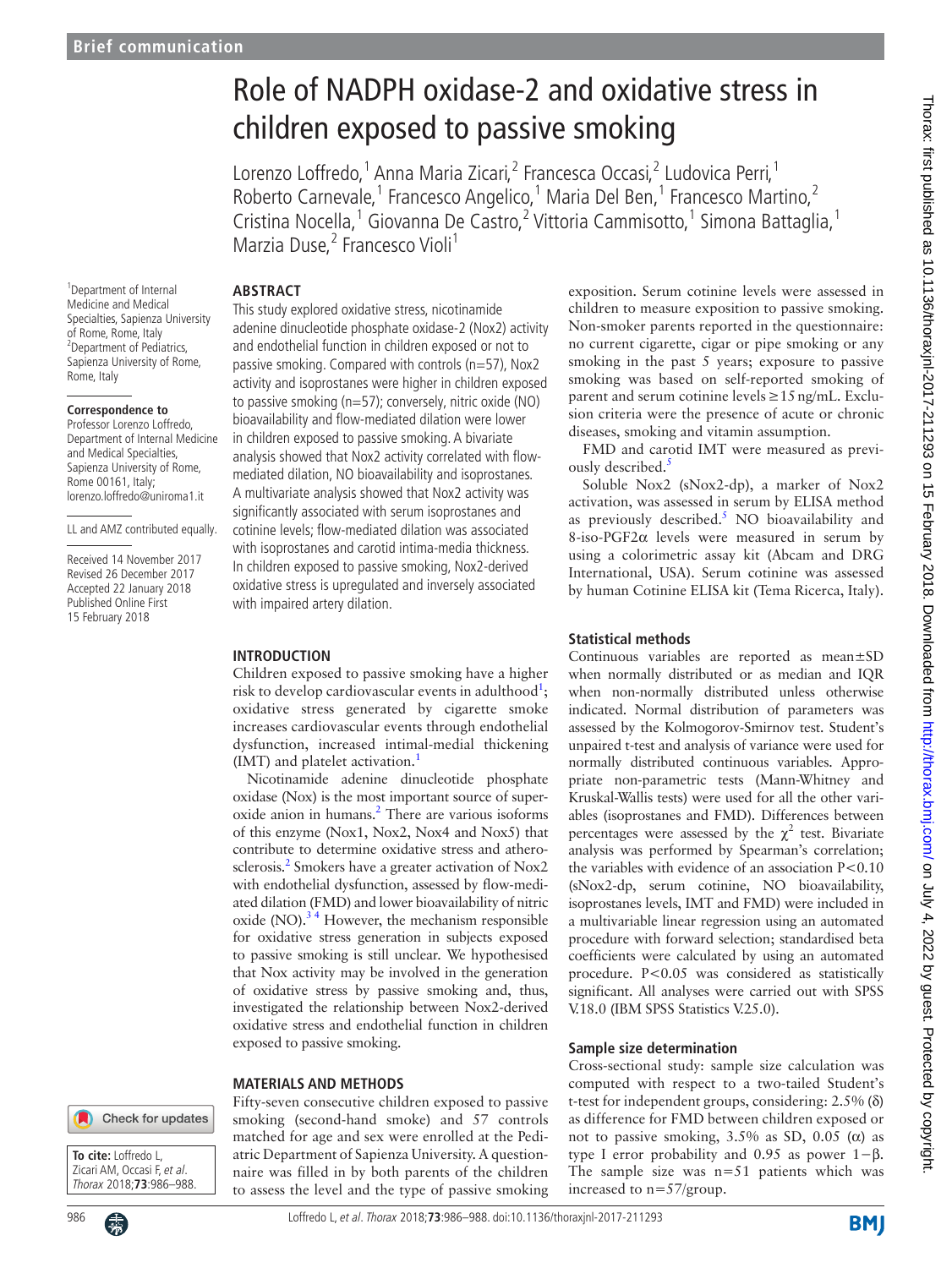Brief communication

# Role of NADPH oxidase-2 and oxidative stress in children exposed to passive smoking

Lorenzo Loffredo,[1] Anna Maria Zicari,[2] Francesca Occasi,[2] Ludovica Perri,[1] Roberto Carnevale,[1] Francesco Angelico,[1] Maria Del Ben,[1] Francesco Martino,[2] Cristina Nocella,[1] Giovanna De Castro,[2] Vittoria Cammisotto,[1] Simona Battaglia,[1] Marzia Duse,[2] Francesco Violi[1]

[1]Department of Internal Medicine and Medical Specialties, Sapienza University of Rome, Rome, Italy
[2]Department of Pediatrics, Sapienza University of Rome, Rome, Italy

**Correspondence to**
Professor Lorenzo Loffredo, Department of Internal Medicine and Medical Specialties, Sapienza University of Rome, Rome 00161, Italy; lorenzo.loffredo@uniroma1.it

LL and AMZ contributed equally.

Received 14 November 2017
Revised 26 December 2017
Accepted 22 January 2018
Published Online First 15 February 2018

**To cite:** Loffredo L, Zicari AM, Occasi F, *et al*. *Thorax* 2018;**73**:986–988.

## ABSTRACT

This study explored oxidative stress, nicotinamide adenine dinucleotide phosphate oxidase-2 (Nox2) activity and endothelial function in children exposed or not to passive smoking. Compared with controls (n=57), Nox2 activity and isoprostanes were higher in children exposed to passive smoking (n=57); conversely, nitric oxide (NO) bioavailability and flow-mediated dilation were lower in children exposed to passive smoking. A bivariate analysis showed that Nox2 activity correlated with flow-mediated dilation, NO bioavailability and isoprostanes. A multivariate analysis showed that Nox2 activity was significantly associated with serum isoprostanes and cotinine levels; flow-mediated dilation was associated with isoprostanes and carotid intima-media thickness. In children exposed to passive smoking, Nox2-derived oxidative stress is upregulated and inversely associated with impaired artery dilation.

## INTRODUCTION

Children exposed to passive smoking have a higher risk to develop cardiovascular events in adulthood[1]; oxidative stress generated by cigarette smoke increases cardiovascular events through endothelial dysfunction, increased intimal-medial thickening (IMT) and platelet activation.[1]

Nicotinamide adenine dinucleotide phosphate oxidase (Nox) is the most important source of superoxide anion in humans.[2] There are various isoforms of this enzyme (Nox1, Nox2, Nox4 and Nox5) that contribute to determine oxidative stress and atherosclerosis.[2] Smokers have a greater activation of Nox2 with endothelial dysfunction, assessed by flow-mediated dilation (FMD) and lower bioavailability of nitric oxide (NO).[3 4] However, the mechanism responsible for oxidative stress generation in subjects exposed to passive smoking is still unclear. We hypothesised that Nox activity may be involved in the generation of oxidative stress by passive smoking and, thus, investigated the relationship between Nox2-derived oxidative stress and endothelial function in children exposed to passive smoking.

## MATERIALS AND METHODS

Fifty-seven consecutive children exposed to passive smoking (second-hand smoke) and 57 controls matched for age and sex were enrolled at the Pediatric Department of Sapienza University. A questionnaire was filled in by both parents of the children to assess the level and the type of passive smoking exposition. Serum cotinine levels were assessed in children to measure exposition to passive smoking. Non-smoker parents reported in the questionnaire: no current cigarette, cigar or pipe smoking or any smoking in the past 5 years; exposure to passive smoking was based on self-reported smoking of parent and serum cotinine levels ≥15 ng/mL. Exclusion criteria were the presence of acute or chronic diseases, smoking and vitamin assumption.

FMD and carotid IMT were measured as previously described.[5]

Soluble Nox2 (sNox2-dp), a marker of Nox2 activation, was assessed in serum by ELISA method as previously described.[5] NO bioavailability and 8-iso-PGF2α levels were measured in serum by using a colorimetric assay kit (Abcam and DRG International, USA). Serum cotinine was assessed by human Cotinine ELISA kit (Tema Ricerca, Italy).

### Statistical methods

Continuous variables are reported as mean±SD when normally distributed or as median and IQR when non-normally distributed unless otherwise indicated. Normal distribution of parameters was assessed by the Kolmogorov-Smirnov test. Student's unpaired t-test and analysis of variance were used for normally distributed continuous variables. Appropriate non-parametric tests (Mann-Whitney and Kruskal-Wallis tests) were used for all the other variables (isoprostanes and FMD). Differences between percentages were assessed by the $\chi^2$ test. Bivariate analysis was performed by Spearman's correlation; the variables with evidence of an association $P<0.10$ (sNox2-dp, serum cotinine, NO bioavailability, isoprostanes levels, IMT and FMD) were included in a multivariable linear regression using an automated procedure with forward selection; standardised beta coefficients were calculated by using an automated procedure. $P<0.05$ was considered as statistically significant. All analyses were carried out with SPSS V.18.0 (IBM SPSS Statistics V.25.0).

### Sample size determination

Cross-sectional study: sample size calculation was computed with respect to a two-tailed Student's t-test for independent groups, considering: 2.5% (δ) as difference for FMD between children exposed or not to passive smoking, 3.5% as SD, 0.05 (α) as type I error probability and 0.95 as power $1-\beta$. The sample size was n=51 patients which was increased to n=57/group.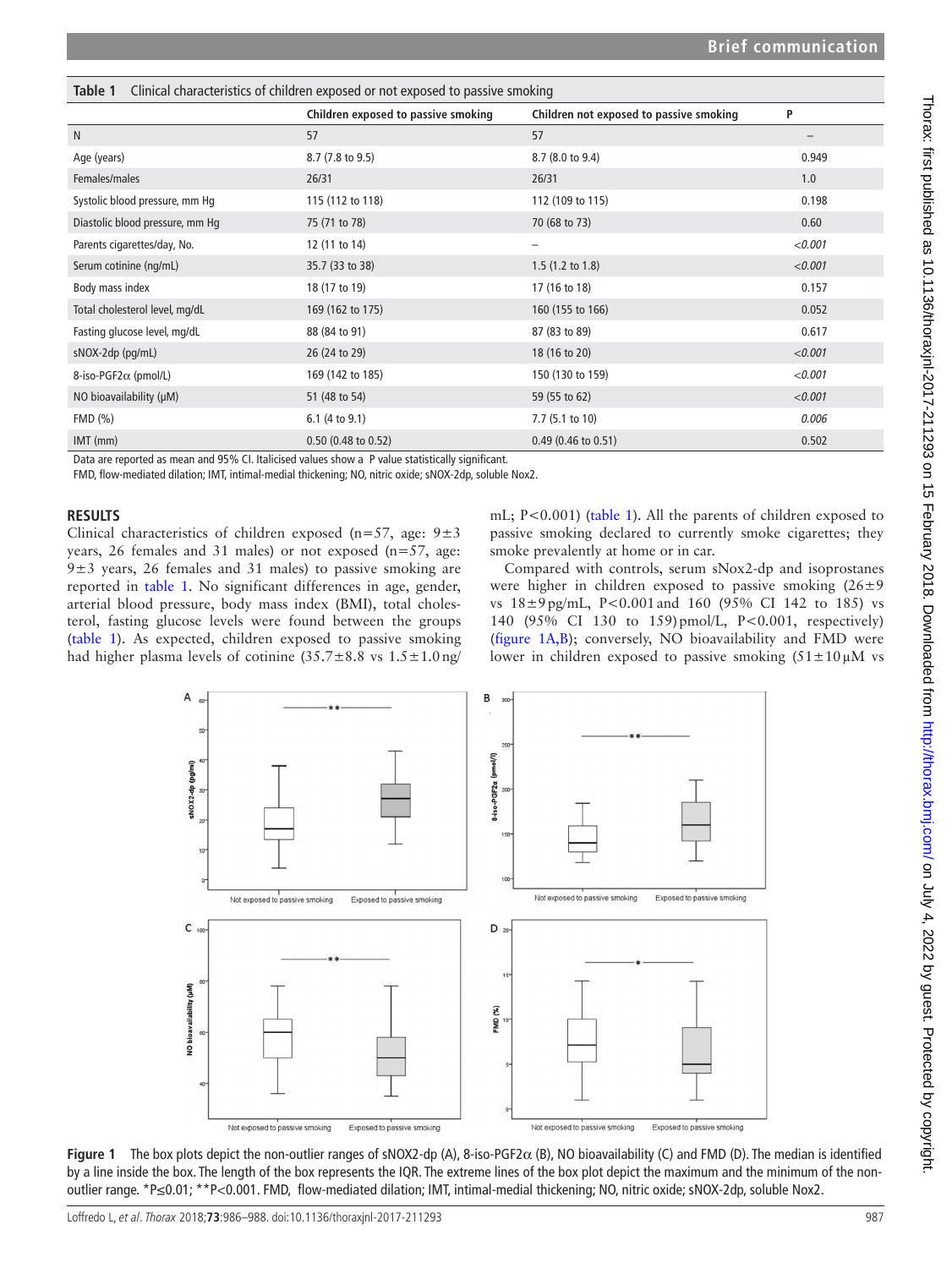Table 1 Clinical characteristics of children exposed or not exposed to passive smoking

| | Children exposed to passive smoking | Children not exposed to passive smoking | P |
|---|---|---|---|
| N | 57 | 57 | – |
| Age (years) | 8.7 (7.8 to 9.5) | 8.7 (8.0 to 9.4) | 0.949 |
| Females/males | 26/31 | 26/31 | 1.0 |
| Systolic blood pressure, mm Hg | 115 (112 to 118) | 112 (109 to 115) | 0.198 |
| Diastolic blood pressure, mm Hg | 75 (71 to 78) | 70 (68 to 73) | 0.60 |
| Parents cigarettes/day, No. | 12 (11 to 14) | – | *<0.001* |
| Serum cotinine (ng/mL) | 35.7 (33 to 38) | 1.5 (1.2 to 1.8) | *<0.001* |
| Body mass index | 18 (17 to 19) | 17 (16 to 18) | 0.157 |
| Total cholesterol level, mg/dL | 169 (162 to 175) | 160 (155 to 166) | 0.052 |
| Fasting glucose level, mg/dL | 88 (84 to 91) | 87 (83 to 89) | 0.617 |
| sNOX-2dp (pg/mL) | 26 (24 to 29) | 18 (16 to 20) | *<0.001* |
| 8-iso-PGF2α (pmol/L) | 169 (142 to 185) | 150 (130 to 159) | *<0.001* |
| NO bioavailability (µM) | 51 (48 to 54) | 59 (55 to 62) | *<0.001* |
| FMD (%) | 6.1 (4 to 9.1) | 7.7 (5.1 to 10) | *0.006* |
| IMT (mm) | 0.50 (0.48 to 0.52) | 0.49 (0.46 to 0.51) | 0.502 |

Data are reported as mean and 95% CI. Italicised values show a P value statistically significant.
FMD, flow-mediated dilation; IMT, intimal-medial thickening; NO, nitric oxide; sNOX-2dp, soluble Nox2.

## RESULTS

Clinical characteristics of children exposed (n=57, age: 9±3 years, 26 females and 31 males) or not exposed (n=57, age: 9±3 years, 26 females and 31 males) to passive smoking are reported in table 1. No significant differences in age, gender, arterial blood pressure, body mass index (BMI), total cholesterol, fasting glucose levels were found between the groups (table 1). As expected, children exposed to passive smoking had higher plasma levels of cotinine (35.7±8.8 vs 1.5±1.0 ng/mL; P<0.001) (table 1). All the parents of children exposed to passive smoking declared to currently smoke cigarettes; they smoke prevalently at home or in car.

Compared with controls, serum sNox2-dp and isoprostanes were higher in children exposed to passive smoking (26±9 vs 18±9 pg/mL, P<0.001 and 160 (95% CI 142 to 185) vs 140 (95% CI 130 to 159) pmol/L, P<0.001, respectively) (figure 1A,B); conversely, NO bioavailability and FMD were lower in children exposed to passive smoking (51±10 µM vs

Figure 1 The box plots depict the non-outlier ranges of sNOX2-dp (A), 8-iso-PGF2α (B), NO bioavailability (C) and FMD (D). The median is identified by a line inside the box. The length of the box represents the IQR. The extreme lines of the box plot depict the maximum and the minimum of the non-outlier range. *P≤0.01; **P<0.001. FMD, flow-mediated dilation; IMT, intimal-medial thickening; NO, nitric oxide; sNOX-2dp, soluble Nox2.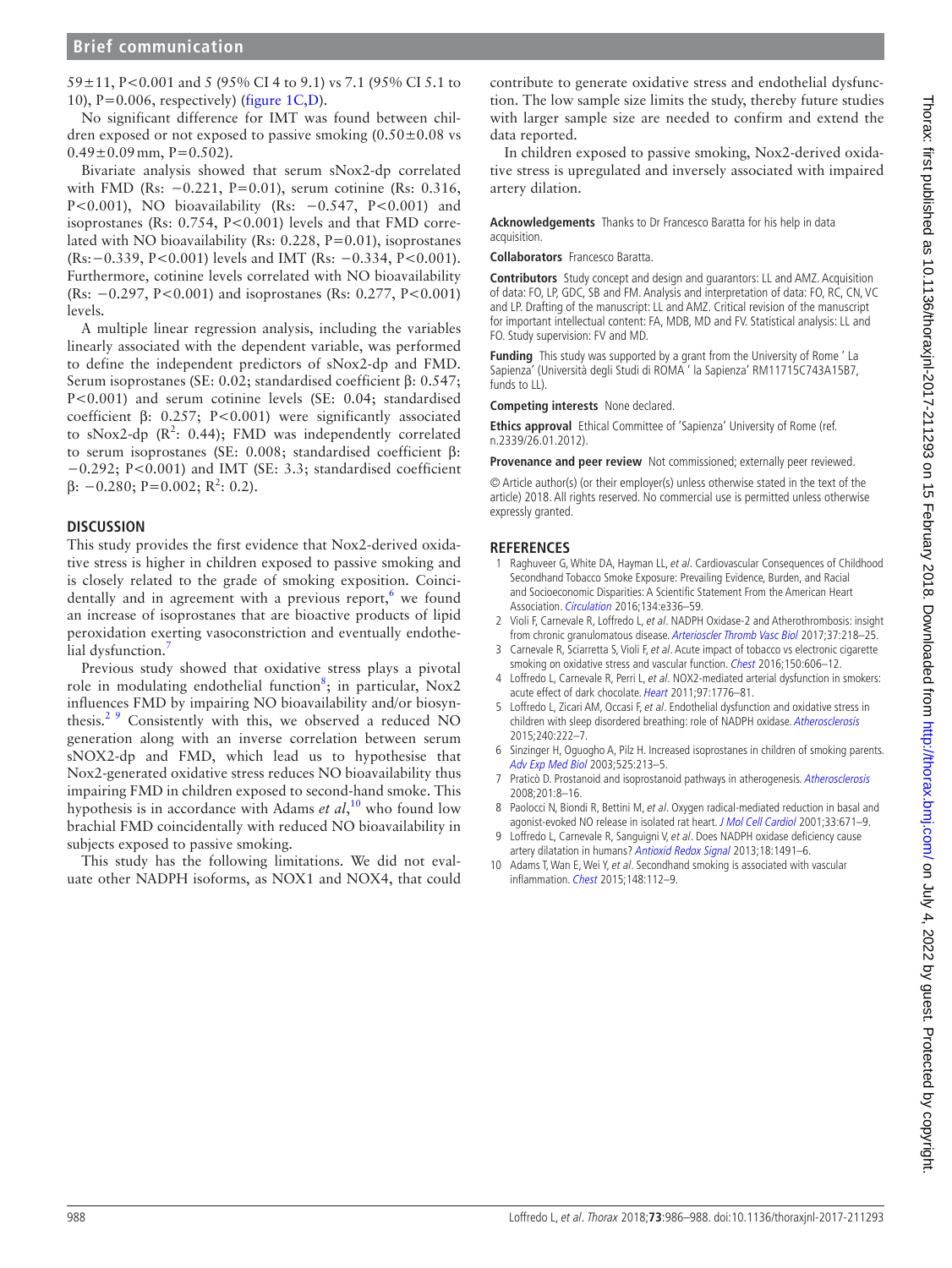59±11, P<0.001 and 5 (95% CI 4 to 9.1) vs 7.1 (95% CI 5.1 to 10), P=0.006, respectively) (figure 1C,D).

No significant difference for IMT was found between children exposed or not exposed to passive smoking (0.50±0.08 vs 0.49±0.09 mm, P=0.502).

Bivariate analysis showed that serum sNox2-dp correlated with FMD (Rs: −0.221, P=0.01), serum cotinine (Rs: 0.316, P<0.001), NO bioavailability (Rs: −0.547, P<0.001) and isoprostanes (Rs: 0.754, P<0.001) levels and that FMD correlated with NO bioavailability (Rs: 0.228, P=0.01), isoprostanes (Rs:−0.339, P<0.001) levels and IMT (Rs: −0.334, P<0.001). Furthermore, cotinine levels correlated with NO bioavailability (Rs: −0.297, P<0.001) and isoprostanes (Rs: 0.277, P<0.001) levels.

A multiple linear regression analysis, including the variables linearly associated with the dependent variable, was performed to define the independent predictors of sNox2-dp and FMD. Serum isoprostanes (SE: 0.02; standardised coefficient β: 0.547; P<0.001) and serum cotinine levels (SE: 0.04; standardised coefficient β: 0.257; P<0.001) were significantly associated to sNox2-dp ($R^2$: 0.44); FMD was independently correlated to serum isoprostanes (SE: 0.008; standardised coefficient β: −0.292; P<0.001) and IMT (SE: 3.3; standardised coefficient β: −0.280; P=0.002; $R^2$: 0.2).

## DISCUSSION

This study provides the first evidence that Nox2-derived oxidative stress is higher in children exposed to passive smoking and is closely related to the grade of smoking exposition. Coincidentally and in agreement with a previous report,[6] we found an increase of isoprostanes that are bioactive products of lipid peroxidation exerting vasoconstriction and eventually endothelial dysfunction.[7]

Previous study showed that oxidative stress plays a pivotal role in modulating endothelial function[8]; in particular, Nox2 influences FMD by impairing NO bioavailability and/or biosynthesis.[2 9] Consistently with this, we observed a reduced NO generation along with an inverse correlation between serum sNOX2-dp and FMD, which lead us to hypothesise that Nox2-generated oxidative stress reduces NO bioavailability thus impairing FMD in children exposed to second-hand smoke. This hypothesis is in accordance with Adams *et al*,[10] who found low brachial FMD coincidentally with reduced NO bioavailability in subjects exposed to passive smoking.

This study has the following limitations. We did not evaluate other NADPH isoforms, as NOX1 and NOX4, that could contribute to generate oxidative stress and endothelial dysfunction. The low sample size limits the study, thereby future studies with larger sample size are needed to confirm and extend the data reported.

In children exposed to passive smoking, Nox2-derived oxidative stress is upregulated and inversely associated with impaired artery dilation.

**Acknowledgements** Thanks to Dr Francesco Baratta for his help in data acquisition.

**Collaborators** Francesco Baratta.

**Contributors** Study concept and design and guarantors: LL and AMZ. Acquisition of data: FO, LP, GDC, SB and FM. Analysis and interpretation of data: FO, RC, CN, VC and LP. Drafting of the manuscript: LL and AMZ. Critical revision of the manuscript for important intellectual content: FA, MDB, MD and FV. Statistical analysis: LL and FO. Study supervision: FV and MD.

**Funding** This study was supported by a grant from the University of Rome ' La Sapienza' (Università degli Studi di ROMA ' la Sapienza' RM11715C743A15B7, funds to LL).

**Competing interests** None declared.

**Ethics approval** Ethical Committee of 'Sapienza' University of Rome (ref. n.2339/26.01.2012).

**Provenance and peer review** Not commissioned; externally peer reviewed.

© Article author(s) (or their employer(s) unless otherwise stated in the text of the article) 2018. All rights reserved. No commercial use is permitted unless otherwise expressly granted.

## REFERENCES

1. Raghuveer G, White DA, Hayman LL, *et al*. Cardiovascular Consequences of Childhood Secondhand Tobacco Smoke Exposure: Prevailing Evidence, Burden, and Racial and Socioeconomic Disparities: A Scientific Statement From the American Heart Association. *Circulation* 2016;134:e336–59.
2. Violi F, Carnevale R, Loffredo L, *et al*. NADPH Oxidase-2 and Atherothrombosis: insight from chronic granulomatous disease. *Arterioscler Thromb Vasc Biol* 2017;37:218–25.
3. Carnevale R, Sciarretta S, Violi F, *et al*. Acute impact of tobacco vs electronic cigarette smoking on oxidative stress and vascular function. *Chest* 2016;150:606–12.
4. Loffredo L, Carnevale R, Perri L, *et al*. NOX2-mediated arterial dysfunction in smokers: acute effect of dark chocolate. *Heart* 2011;97:1776–81.
5. Loffredo L, Zicari AM, Occasi F, *et al*. Endothelial dysfunction and oxidative stress in children with sleep disordered breathing: role of NADPH oxidase. *Atherosclerosis* 2015;240:222–7.
6. Sinzinger H, Oguogho A, Pilz H. Increased isoprostanes in children of smoking parents. *Adv Exp Med Biol* 2003;525:213–5.
7. Praticò D. Prostanoid and isoprostanoid pathways in atherogenesis. *Atherosclerosis* 2008;201:8–16.
8. Paolocci N, Biondi R, Bettini M, *et al*. Oxygen radical-mediated reduction in basal and agonist-evoked NO release in isolated rat heart. *J Mol Cell Cardiol* 2001;33:671–9.
9. Loffredo L, Carnevale R, Sanguigni V, *et al*. Does NADPH oxidase deficiency cause artery dilatation in humans? *Antioxid Redox Signal* 2013;18:1491–6.
10. Adams T, Wan E, Wei Y, *et al*. Secondhand smoking is associated with vascular inflammation. *Chest* 2015;148:112–9.